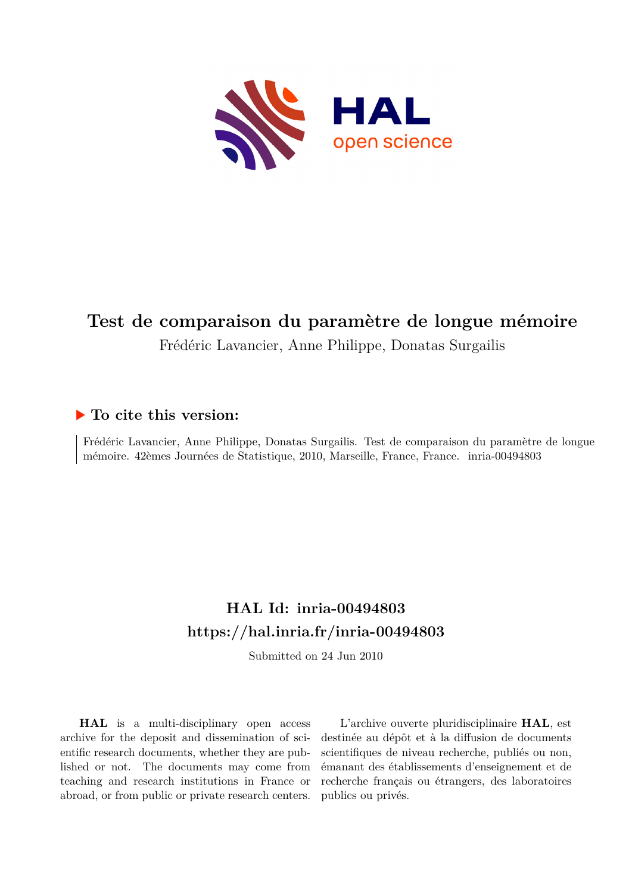# Test de comparaison du paramètre de longue mémoire

Frédéric Lavancier, Anne Philippe, Donatas Surgailis

## ▶ To cite this version:

Frédéric Lavancier, Anne Philippe, Donatas Surgailis. Test de comparaison du paramètre de longue mémoire. 42èmes Journées de Statistique, 2010, Marseille, France, France. inria-00494803

## HAL Id: inria-00494803

## https://hal.inria.fr/inria-00494803

Submitted on 24 Jun 2010

**HAL** is a multi-disciplinary open access archive for the deposit and dissemination of scientific research documents, whether they are published or not. The documents may come from teaching and research institutions in France or abroad, or from public or private research centers.

L'archive ouverte pluridisciplinaire **HAL**, est destinée au dépôt et à la diffusion de documents scientifiques de niveau recherche, publiés ou non, émanant des établissements d'enseignement et de recherche français ou étrangers, des laboratoires publics ou privés.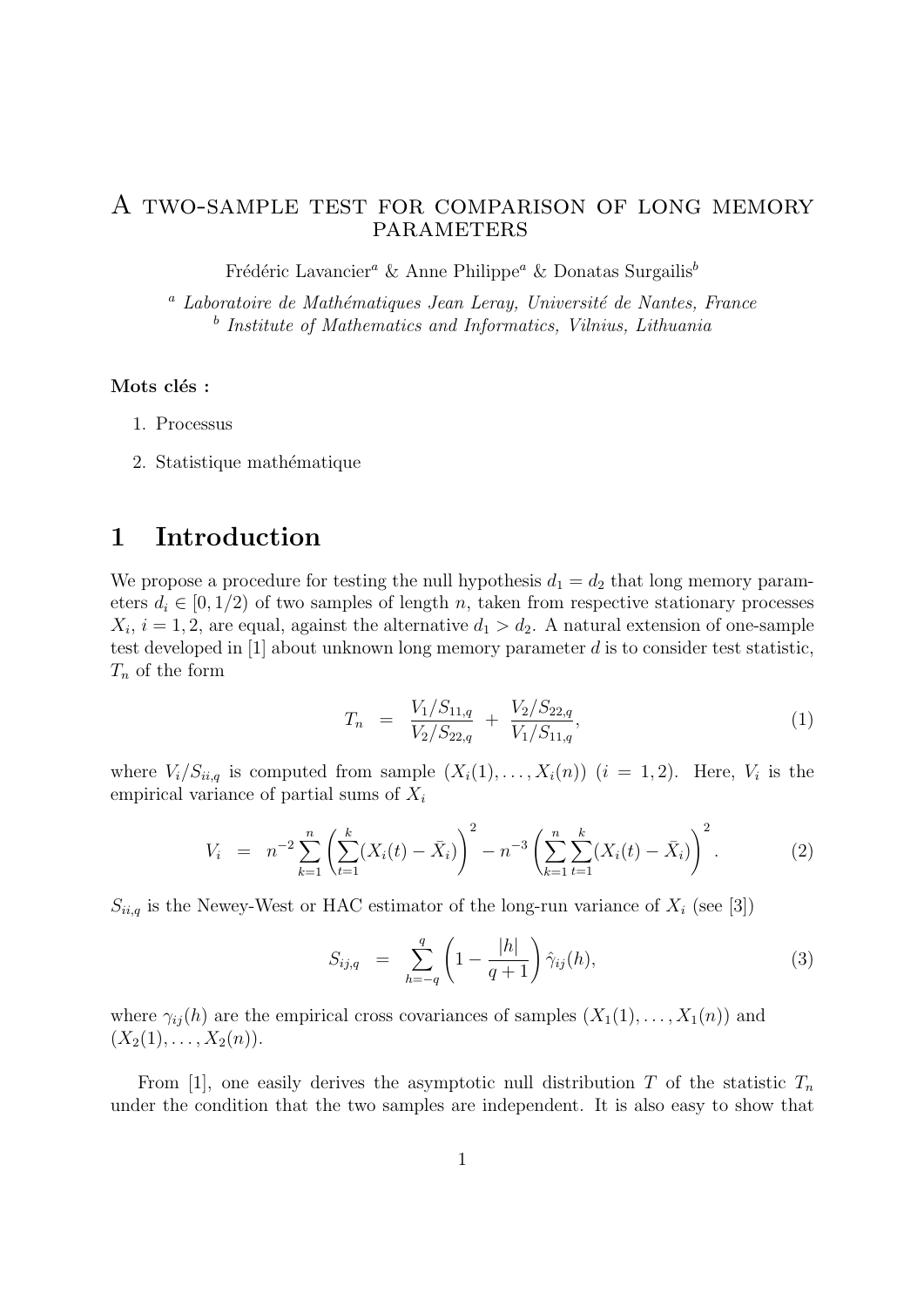# A two-sample test for comparison of long memory parameters

Frédéric Lavancier[a] & Anne Philippe[a] & Donatas Surgailis[b]

[a] *Laboratoire de Mathématiques Jean Leray, Université de Nantes, France*
[b] *Institute of Mathematics and Informatics, Vilnius, Lithuania*

**Mots clés :**

1. Processus
2. Statistique mathématique

## 1 Introduction

We propose a procedure for testing the null hypothesis $d_1 = d_2$ that long memory parameters $d_i \in [0, 1/2)$ of two samples of length $n$, taken from respective stationary processes $X_i$, $i = 1, 2$, are equal, against the alternative $d_1 > d_2$. A natural extension of one-sample test developed in [1] about unknown long memory parameter $d$ is to consider test statistic, $T_n$ of the form

$$T_n = \frac{V_1/S_{11,q}}{V_2/S_{22,q}} + \frac{V_2/S_{22,q}}{V_1/S_{11,q}}, \tag{1}$$

where $V_i/S_{ii,q}$ is computed from sample $(X_i(1), \ldots, X_i(n))$ $(i = 1, 2)$. Here, $V_i$ is the empirical variance of partial sums of $X_i$

$$V_i = n^{-2} \sum_{k=1}^{n} \left( \sum_{t=1}^{k} (X_i(t) - \bar{X}_i) \right)^2 - n^{-3} \left( \sum_{k=1}^{n} \sum_{t=1}^{k} (X_i(t) - \bar{X}_i) \right)^2. \tag{2}$$

$S_{ii,q}$ is the Newey-West or HAC estimator of the long-run variance of $X_i$ (see [3])

$$S_{ij,q} = \sum_{h=-q}^{q} \left( 1 - \frac{|h|}{q+1} \right) \hat{\gamma}_{ij}(h), \tag{3}$$

where $\gamma_{ij}(h)$ are the empirical cross covariances of samples $(X_1(1), \ldots, X_1(n))$ and $(X_2(1), \ldots, X_2(n))$.

From [1], one easily derives the asymptotic null distribution $T$ of the statistic $T_n$ under the condition that the two samples are independent. It is also easy to show that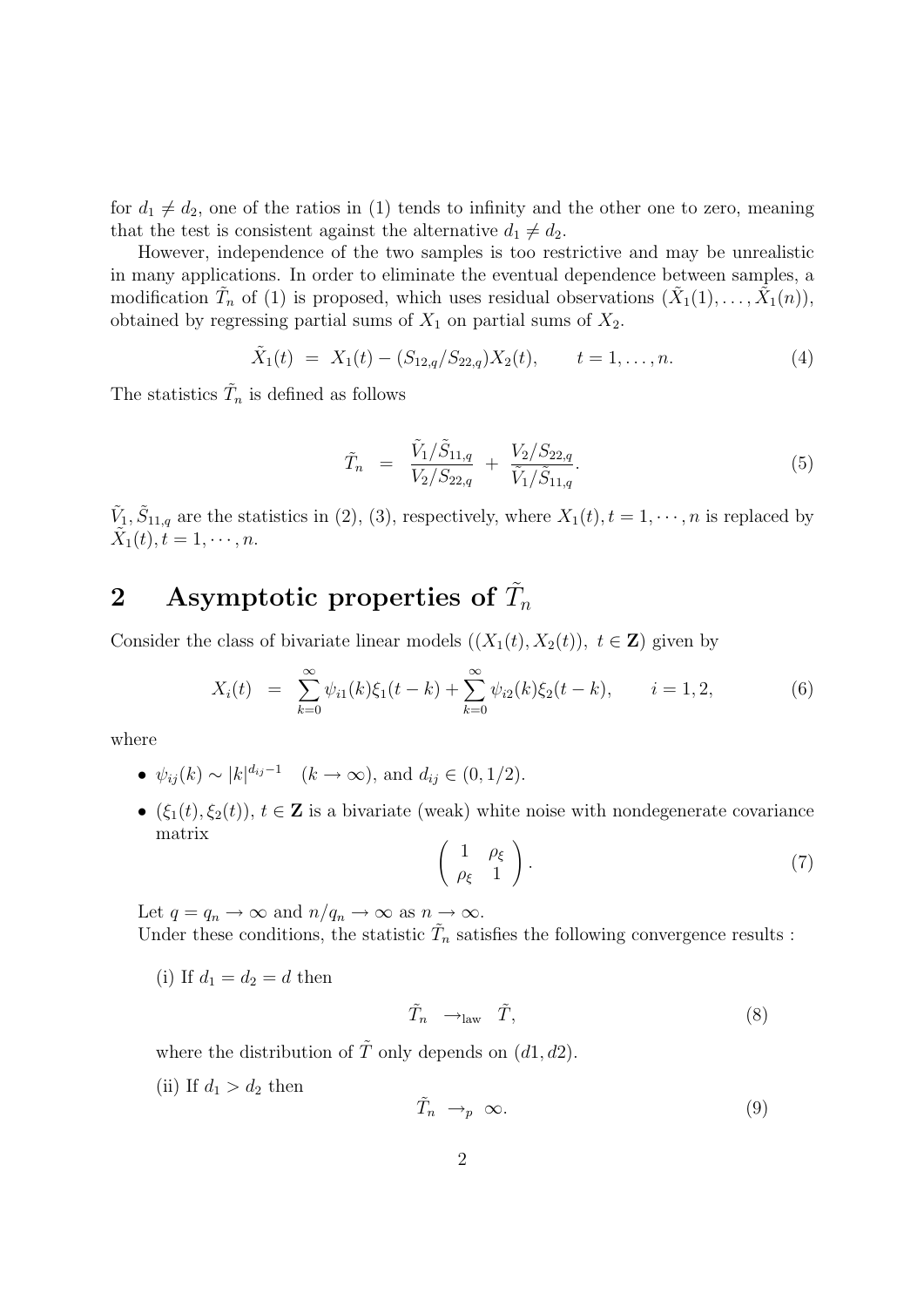for $d_1 \neq d_2$, one of the ratios in (1) tends to infinity and the other one to zero, meaning that the test is consistent against the alternative $d_1 \neq d_2$.

However, independence of the two samples is too restrictive and may be unrealistic in many applications. In order to eliminate the eventual dependence between samples, a modification $\tilde{T}_n$ of (1) is proposed, which uses residual observations $(\tilde{X}_1(1), \ldots, \tilde{X}_1(n))$, obtained by regressing partial sums of $X_1$ on partial sums of $X_2$.

$$\tilde{X}_1(t) \;=\; X_1(t) - (S_{12,q}/S_{22,q})X_2(t), \qquad t = 1, \ldots, n. \tag{4}$$

The statistics $\tilde{T}_n$ is defined as follows

$$\tilde{T}_n \;=\; \frac{\tilde{V}_1/\tilde{S}_{11,q}}{V_2/S_{22,q}} \;+\; \frac{V_2/S_{22,q}}{\tilde{V}_1/\tilde{S}_{11,q}}. \tag{5}$$

$\tilde{V}_1, \tilde{S}_{11,q}$ are the statistics in (2), (3), respectively, where $X_1(t), t = 1, \cdots, n$ is replaced by $\tilde{X}_1(t), t = 1, \cdots, n$.

## 2 Asymptotic properties of $\tilde{T}_n$

Consider the class of bivariate linear models $((X_1(t), X_2(t)),\ t \in \mathbf{Z})$ given by

$$X_i(t) \;=\; \sum_{k=0}^{\infty} \psi_{i1}(k)\xi_1(t-k) + \sum_{k=0}^{\infty} \psi_{i2}(k)\xi_2(t-k), \qquad i = 1, 2, \tag{6}$$

where

- $\psi_{ij}(k) \sim |k|^{d_{ij}-1} \quad (k \to \infty)$, and $d_{ij} \in (0, 1/2)$.
- $(\xi_1(t), \xi_2(t))$, $t \in \mathbf{Z}$ is a bivariate (weak) white noise with nondegenerate covariance matrix

$$\begin{pmatrix} 1 & \rho_\xi \\ \rho_\xi & 1 \end{pmatrix}. \tag{7}$$

Let $q = q_n \to \infty$ and $n/q_n \to \infty$ as $n \to \infty$.
Under these conditions, the statistic $\tilde{T}_n$ satisfies the following convergence results :

(i) If $d_1 = d_2 = d$ then

$$\tilde{T}_n \;\to_{\text{law}}\; \tilde{T}, \tag{8}$$

where the distribution of $\tilde{T}$ only depends on $(d1, d2)$.

(ii) If $d_1 > d_2$ then

$$\tilde{T}_n \;\to_p\; \infty. \tag{9}$$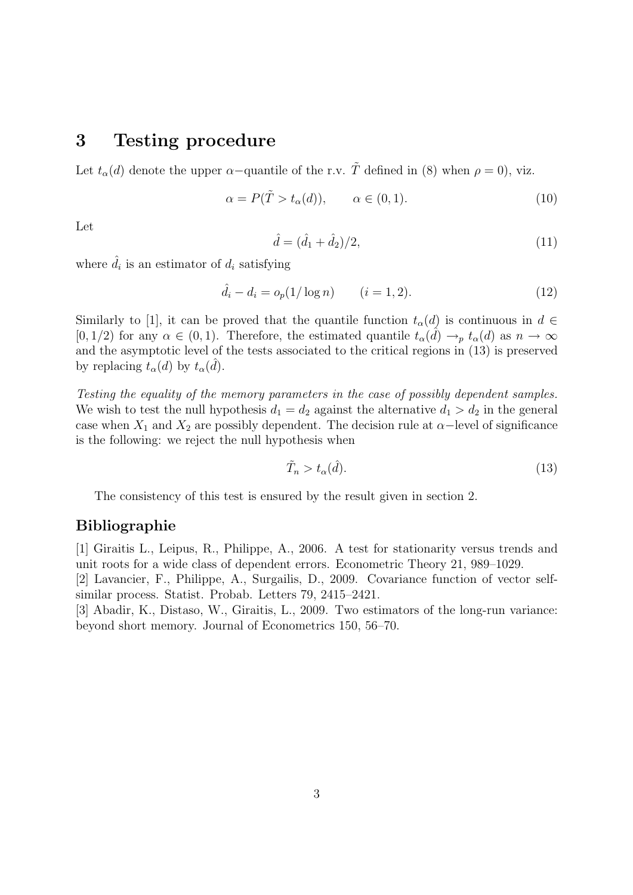## 3 Testing procedure

Let $t_\alpha(d)$ denote the upper $\alpha-$quantile of the r.v. $\tilde{T}$ defined in (8) when $\rho = 0$), viz.

$$\alpha = P(\tilde{T} > t_\alpha(d)), \qquad \alpha \in (0, 1). \tag{10}$$

Let

$$\hat{d} = (\hat{d}_1 + \hat{d}_2)/2, \tag{11}$$

where $\hat{d}_i$ is an estimator of $d_i$ satisfying

$$\hat{d}_i - d_i = o_p(1/\log n) \qquad (i = 1, 2). \tag{12}$$

Similarly to [1], it can be proved that the quantile function $t_\alpha(d)$ is continuous in $d \in [0, 1/2)$ for any $\alpha \in (0, 1)$. Therefore, the estimated quantile $t_\alpha(\hat{d}) \to_p t_\alpha(d)$ as $n \to \infty$ and the asymptotic level of the tests associated to the critical regions in (13) is preserved by replacing $t_\alpha(d)$ by $t_\alpha(\hat{d})$.

*Testing the equality of the memory parameters in the case of possibly dependent samples.* We wish to test the null hypothesis $d_1 = d_2$ against the alternative $d_1 > d_2$ in the general case when $X_1$ and $X_2$ are possibly dependent. The decision rule at $\alpha-$level of significance is the following: we reject the null hypothesis when

$$\tilde{T}_n > t_\alpha(\hat{d}). \tag{13}$$

The consistency of this test is ensured by the result given in section 2.

### Bibliographie

[1] Giraitis L., Leipus, R., Philippe, A., 2006. A test for stationarity versus trends and unit roots for a wide class of dependent errors. Econometric Theory 21, 989–1029.

[2] Lavancier, F., Philippe, A., Surgailis, D., 2009. Covariance function of vector self-similar process. Statist. Probab. Letters 79, 2415–2421.

[3] Abadir, K., Distaso, W., Giraitis, L., 2009. Two estimators of the long-run variance: beyond short memory. Journal of Econometrics 150, 56–70.